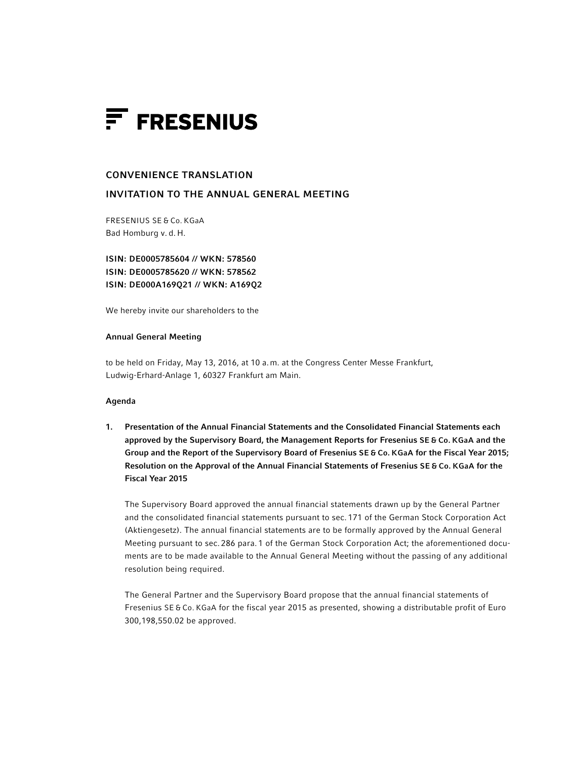# FRESENIUS

## CONVENIENCE TRANSLATION

## INVITATION TO THE ANNUAL GENERAL MEETING

FRESENIUS SE & Co. KGaA
Bad Homburg v. d. H.

**ISIN: DE0005785604 // WKN: 578560**
**ISIN: DE0005785620 // WKN: 578562**
**ISIN: DE000A169Q21 // WKN: A169Q2**

We hereby invite our shareholders to the

**Annual General Meeting**

to be held on Friday, May 13, 2016, at 10 a. m. at the Congress Center Messe Frankfurt, Ludwig-Erhard-Anlage 1, 60327 Frankfurt am Main.

**Agenda**

1. **Presentation of the Annual Financial Statements and the Consolidated Financial Statements each approved by the Supervisory Board, the Management Reports for Fresenius SE & Co. KGaA and the Group and the Report of the Supervisory Board of Fresenius SE & Co. KGaA for the Fiscal Year 2015; Resolution on the Approval of the Annual Financial Statements of Fresenius SE & Co. KGaA for the Fiscal Year 2015**

   The Supervisory Board approved the annual financial statements drawn up by the General Partner and the consolidated financial statements pursuant to sec. 171 of the German Stock Corporation Act (Aktiengesetz). The annual financial statements are to be formally approved by the Annual General Meeting pursuant to sec. 286 para. 1 of the German Stock Corporation Act; the aforementioned documents are to be made available to the Annual General Meeting without the passing of any additional resolution being required.

   The General Partner and the Supervisory Board propose that the annual financial statements of Fresenius SE & Co. KGaA for the fiscal year 2015 as presented, showing a distributable profit of Euro 300,198,550.02 be approved.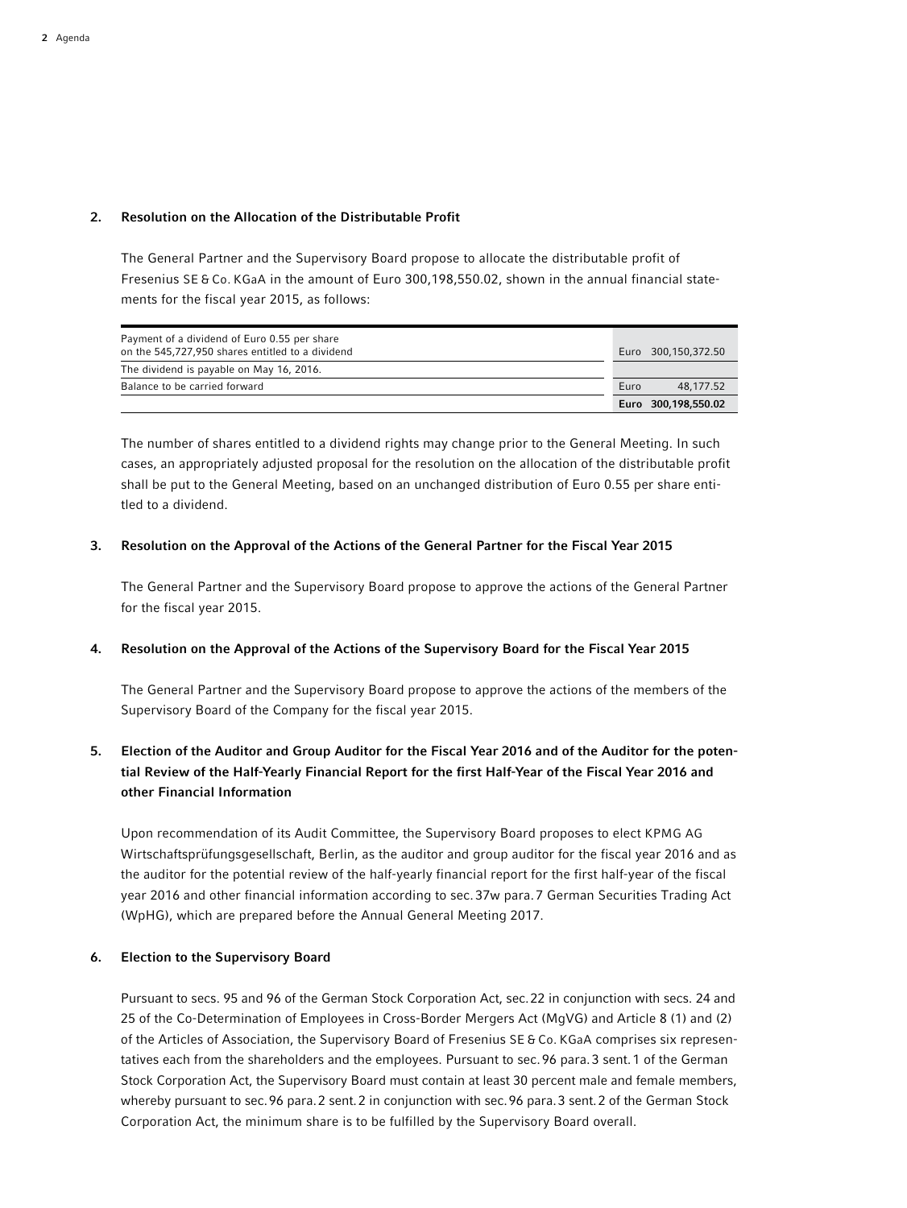## 2. Resolution on the Allocation of the Distributable Profit

The General Partner and the Supervisory Board propose to allocate the distributable profit of Fresenius SE & Co. KGaA in the amount of Euro 300,198,550.02, shown in the annual financial statements for the fiscal year 2015, as follows:

| | |
|---|---|
| Payment of a dividend of Euro 0.55 per share on the 545,727,950 shares entitled to a dividend | Euro 300,150,372.50 |
| The dividend is payable on May 16, 2016. | |
| Balance to be carried forward | Euro 48,177.52 |
| | **Euro 300,198,550.02** |

The number of shares entitled to a dividend rights may change prior to the General Meeting. In such cases, an appropriately adjusted proposal for the resolution on the allocation of the distributable profit shall be put to the General Meeting, based on an unchanged distribution of Euro 0.55 per share entitled to a dividend.

## 3. Resolution on the Approval of the Actions of the General Partner for the Fiscal Year 2015

The General Partner and the Supervisory Board propose to approve the actions of the General Partner for the fiscal year 2015.

## 4. Resolution on the Approval of the Actions of the Supervisory Board for the Fiscal Year 2015

The General Partner and the Supervisory Board propose to approve the actions of the members of the Supervisory Board of the Company for the fiscal year 2015.

## 5. Election of the Auditor and Group Auditor for the Fiscal Year 2016 and of the Auditor for the potential Review of the Half-Yearly Financial Report for the first Half-Year of the Fiscal Year 2016 and other Financial Information

Upon recommendation of its Audit Committee, the Supervisory Board proposes to elect KPMG AG Wirtschaftsprüfungsgesellschaft, Berlin, as the auditor and group auditor for the fiscal year 2016 and as the auditor for the potential review of the half-yearly financial report for the first half-year of the fiscal year 2016 and other financial information according to sec. 37w para. 7 German Securities Trading Act (WpHG), which are prepared before the Annual General Meeting 2017.

## 6. Election to the Supervisory Board

Pursuant to secs. 95 and 96 of the German Stock Corporation Act, sec. 22 in conjunction with secs. 24 and 25 of the Co-Determination of Employees in Cross-Border Mergers Act (MgVG) and Article 8 (1) and (2) of the Articles of Association, the Supervisory Board of Fresenius SE & Co. KGaA comprises six representatives each from the shareholders and the employees. Pursuant to sec. 96 para. 3 sent. 1 of the German Stock Corporation Act, the Supervisory Board must contain at least 30 percent male and female members, whereby pursuant to sec. 96 para. 2 sent. 2 in conjunction with sec. 96 para. 3 sent. 2 of the German Stock Corporation Act, the minimum share is to be fulfilled by the Supervisory Board overall.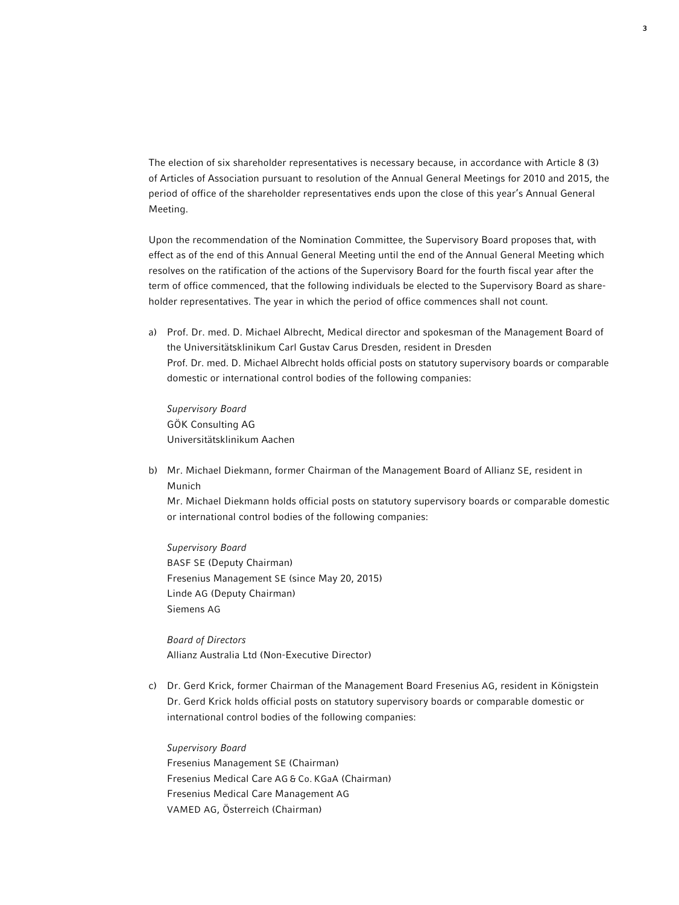The election of six shareholder representatives is necessary because, in accordance with Article 8 (3) of Articles of Association pursuant to resolution of the Annual General Meetings for 2010 and 2015, the period of office of the shareholder representatives ends upon the close of this year's Annual General Meeting.

Upon the recommendation of the Nomination Committee, the Supervisory Board proposes that, with effect as of the end of this Annual General Meeting until the end of the Annual General Meeting which resolves on the ratification of the actions of the Supervisory Board for the fourth fiscal year after the term of office commenced, that the following individuals be elected to the Supervisory Board as shareholder representatives. The year in which the period of office commences shall not count.

a) Prof. Dr. med. D. Michael Albrecht, Medical director and spokesman of the Management Board of the Universitätsklinikum Carl Gustav Carus Dresden, resident in Dresden
Prof. Dr. med. D. Michael Albrecht holds official posts on statutory supervisory boards or comparable domestic or international control bodies of the following companies:

*Supervisory Board*
GÖK Consulting AG
Universitätsklinikum Aachen

b) Mr. Michael Diekmann, former Chairman of the Management Board of Allianz SE, resident in Munich
Mr. Michael Diekmann holds official posts on statutory supervisory boards or comparable domestic or international control bodies of the following companies:

*Supervisory Board*
BASF SE (Deputy Chairman)
Fresenius Management SE (since May 20, 2015)
Linde AG (Deputy Chairman)
Siemens AG

*Board of Directors*
Allianz Australia Ltd (Non-Executive Director)

c) Dr. Gerd Krick, former Chairman of the Management Board Fresenius AG, resident in Königstein
Dr. Gerd Krick holds official posts on statutory supervisory boards or comparable domestic or international control bodies of the following companies:

*Supervisory Board*
Fresenius Management SE (Chairman)
Fresenius Medical Care AG & Co. KGaA (Chairman)
Fresenius Medical Care Management AG
VAMED AG, Österreich (Chairman)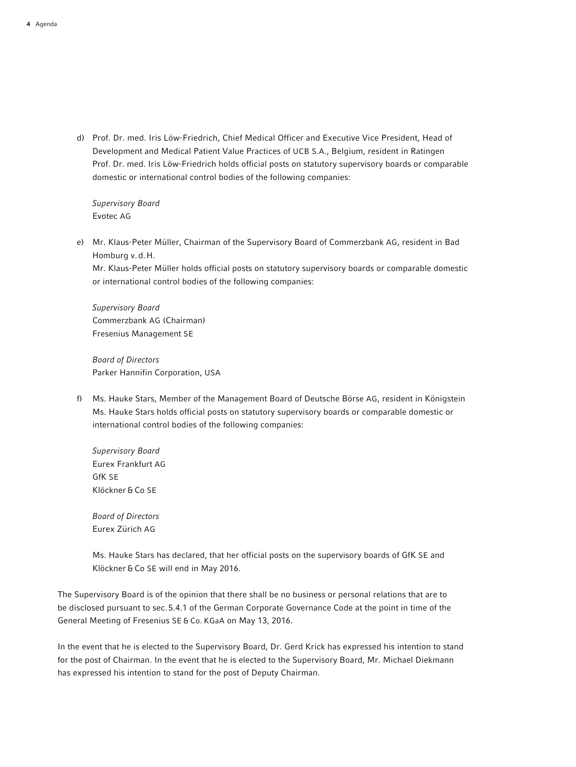d) Prof. Dr. med. Iris Löw-Friedrich, Chief Medical Officer and Executive Vice President, Head of Development and Medical Patient Value Practices of UCB S.A., Belgium, resident in Ratingen
Prof. Dr. med. Iris Löw-Friedrich holds official posts on statutory supervisory boards or comparable domestic or international control bodies of the following companies:

   *Supervisory Board*
   Evotec AG

e) Mr. Klaus-Peter Müller, Chairman of the Supervisory Board of Commerzbank AG, resident in Bad Homburg v. d. H.
Mr. Klaus-Peter Müller holds official posts on statutory supervisory boards or comparable domestic or international control bodies of the following companies:

   *Supervisory Board*
   Commerzbank AG (Chairman)
   Fresenius Management SE

   *Board of Directors*
   Parker Hannifin Corporation, USA

f) Ms. Hauke Stars, Member of the Management Board of Deutsche Börse AG, resident in Königstein
Ms. Hauke Stars holds official posts on statutory supervisory boards or comparable domestic or international control bodies of the following companies:

   *Supervisory Board*
   Eurex Frankfurt AG
   GfK SE
   Klöckner & Co SE

   *Board of Directors*
   Eurex Zürich AG

   Ms. Hauke Stars has declared, that her official posts on the supervisory boards of GfK SE and Klöckner & Co SE will end in May 2016.

The Supervisory Board is of the opinion that there shall be no business or personal relations that are to be disclosed pursuant to sec. 5.4.1 of the German Corporate Governance Code at the point in time of the General Meeting of Fresenius SE & Co. KGaA on May 13, 2016.

In the event that he is elected to the Supervisory Board, Dr. Gerd Krick has expressed his intention to stand for the post of Chairman. In the event that he is elected to the Supervisory Board, Mr. Michael Diekmann has expressed his intention to stand for the post of Deputy Chairman.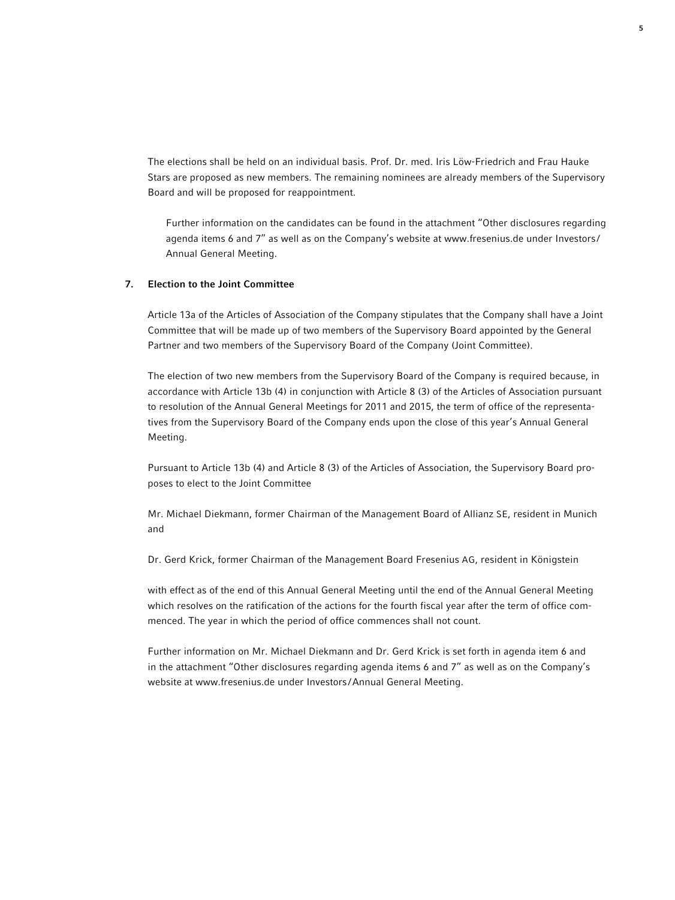The elections shall be held on an individual basis. Prof. Dr. med. Iris Löw-Friedrich and Frau Hauke Stars are proposed as new members. The remaining nominees are already members of the Supervisory Board and will be proposed for reappointment.

Further information on the candidates can be found in the attachment "Other disclosures regarding agenda items 6 and 7" as well as on the Company's website at www.fresenius.de under Investors/ Annual General Meeting.

## 7. Election to the Joint Committee

Article 13a of the Articles of Association of the Company stipulates that the Company shall have a Joint Committee that will be made up of two members of the Supervisory Board appointed by the General Partner and two members of the Supervisory Board of the Company (Joint Committee).

The election of two new members from the Supervisory Board of the Company is required because, in accordance with Article 13b (4) in conjunction with Article 8 (3) of the Articles of Association pursuant to resolution of the Annual General Meetings for 2011 and 2015, the term of office of the representatives from the Supervisory Board of the Company ends upon the close of this year's Annual General Meeting.

Pursuant to Article 13b (4) and Article 8 (3) of the Articles of Association, the Supervisory Board proposes to elect to the Joint Committee

Mr. Michael Diekmann, former Chairman of the Management Board of Allianz SE, resident in Munich and

Dr. Gerd Krick, former Chairman of the Management Board Fresenius AG, resident in Königstein

with effect as of the end of this Annual General Meeting until the end of the Annual General Meeting which resolves on the ratification of the actions for the fourth fiscal year after the term of office commenced. The year in which the period of office commences shall not count.

Further information on Mr. Michael Diekmann and Dr. Gerd Krick is set forth in agenda item 6 and in the attachment "Other disclosures regarding agenda items 6 and 7" as well as on the Company's website at www.fresenius.de under Investors/Annual General Meeting.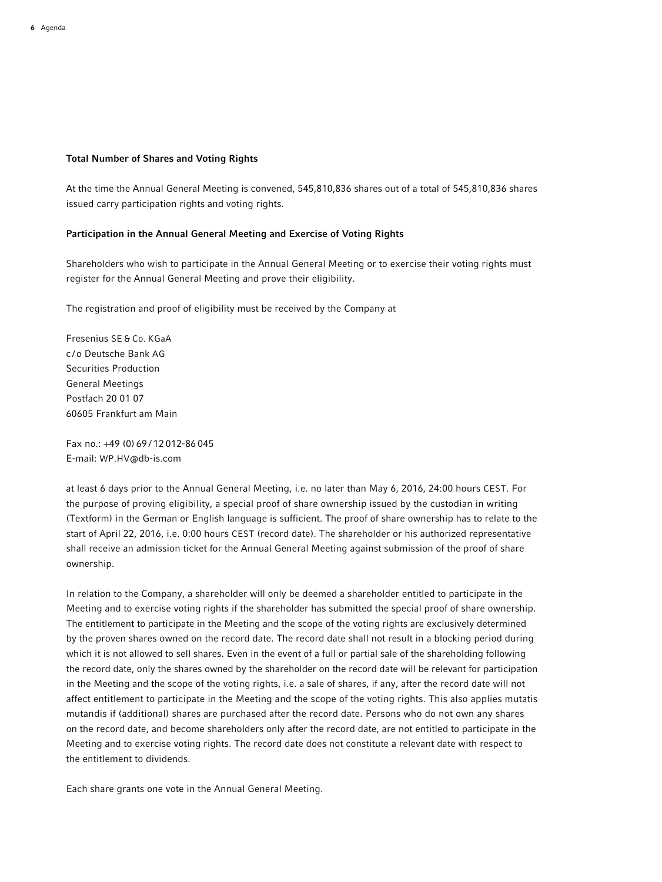### Total Number of Shares and Voting Rights

At the time the Annual General Meeting is convened, 545,810,836 shares out of a total of 545,810,836 shares issued carry participation rights and voting rights.

### Participation in the Annual General Meeting and Exercise of Voting Rights

Shareholders who wish to participate in the Annual General Meeting or to exercise their voting rights must register for the Annual General Meeting and prove their eligibility.

The registration and proof of eligibility must be received by the Company at

Fresenius SE & Co. KGaA
c/o Deutsche Bank AG
Securities Production
General Meetings
Postfach 20 01 07
60605 Frankfurt am Main

Fax no.: +49 (0) 69 / 12 012-86 045
E-mail: WP.HV@db-is.com

at least 6 days prior to the Annual General Meeting, i.e. no later than May 6, 2016, 24:00 hours CEST. For the purpose of proving eligibility, a special proof of share ownership issued by the custodian in writing (Textform) in the German or English language is sufficient. The proof of share ownership has to relate to the start of April 22, 2016, i.e. 0:00 hours CEST (record date). The shareholder or his authorized representative shall receive an admission ticket for the Annual General Meeting against submission of the proof of share ownership.

In relation to the Company, a shareholder will only be deemed a shareholder entitled to participate in the Meeting and to exercise voting rights if the shareholder has submitted the special proof of share ownership. The entitlement to participate in the Meeting and the scope of the voting rights are exclusively determined by the proven shares owned on the record date. The record date shall not result in a blocking period during which it is not allowed to sell shares. Even in the event of a full or partial sale of the shareholding following the record date, only the shares owned by the shareholder on the record date will be relevant for participation in the Meeting and the scope of the voting rights, i.e. a sale of shares, if any, after the record date will not affect entitlement to participate in the Meeting and the scope of the voting rights. This also applies mutatis mutandis if (additional) shares are purchased after the record date. Persons who do not own any shares on the record date, and become shareholders only after the record date, are not entitled to participate in the Meeting and to exercise voting rights. The record date does not constitute a relevant date with respect to the entitlement to dividends.

Each share grants one vote in the Annual General Meeting.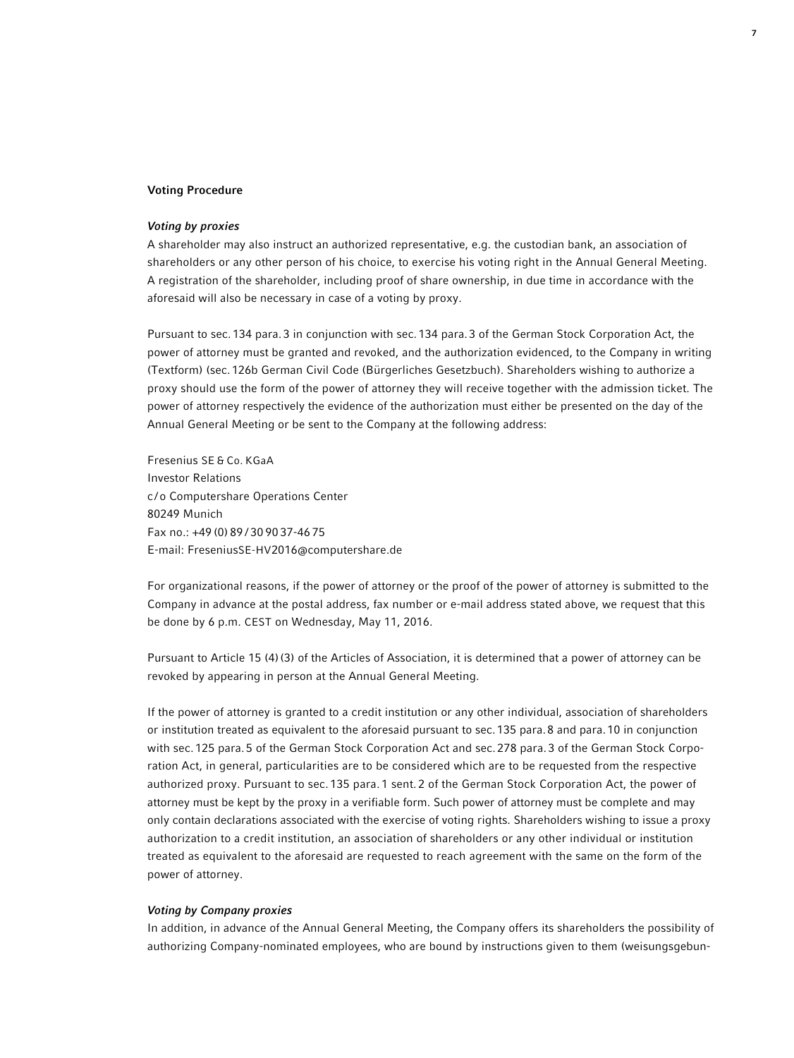## Voting Procedure

### *Voting by proxies*

A shareholder may also instruct an authorized representative, e.g. the custodian bank, an association of shareholders or any other person of his choice, to exercise his voting right in the Annual General Meeting. A registration of the shareholder, including proof of share ownership, in due time in accordance with the aforesaid will also be necessary in case of a voting by proxy.

Pursuant to sec. 134 para. 3 in conjunction with sec. 134 para. 3 of the German Stock Corporation Act, the power of attorney must be granted and revoked, and the authorization evidenced, to the Company in writing (Textform) (sec. 126b German Civil Code (Bürgerliches Gesetzbuch). Shareholders wishing to authorize a proxy should use the form of the power of attorney they will receive together with the admission ticket. The power of attorney respectively the evidence of the authorization must either be presented on the day of the Annual General Meeting or be sent to the Company at the following address:

Fresenius SE & Co. KGaA
Investor Relations
c/o Computershare Operations Center
80249 Munich
Fax no.: +49 (0) 89 / 30 90 37-46 75
E-mail: FreseniusSE-HV2016@computershare.de

For organizational reasons, if the power of attorney or the proof of the power of attorney is submitted to the Company in advance at the postal address, fax number or e-mail address stated above, we request that this be done by 6 p.m. CEST on Wednesday, May 11, 2016.

Pursuant to Article 15 (4) (3) of the Articles of Association, it is determined that a power of attorney can be revoked by appearing in person at the Annual General Meeting.

If the power of attorney is granted to a credit institution or any other individual, association of shareholders or institution treated as equivalent to the aforesaid pursuant to sec. 135 para. 8 and para. 10 in conjunction with sec. 125 para. 5 of the German Stock Corporation Act and sec. 278 para. 3 of the German Stock Corporation Act, in general, particularities are to be considered which are to be requested from the respective authorized proxy. Pursuant to sec. 135 para. 1 sent. 2 of the German Stock Corporation Act, the power of attorney must be kept by the proxy in a verifiable form. Such power of attorney must be complete and may only contain declarations associated with the exercise of voting rights. Shareholders wishing to issue a proxy authorization to a credit institution, an association of shareholders or any other individual or institution treated as equivalent to the aforesaid are requested to reach agreement with the same on the form of the power of attorney.

### *Voting by Company proxies*

In addition, in advance of the Annual General Meeting, the Company offers its shareholders the possibility of authorizing Company-nominated employees, who are bound by instructions given to them (weisungsgebun-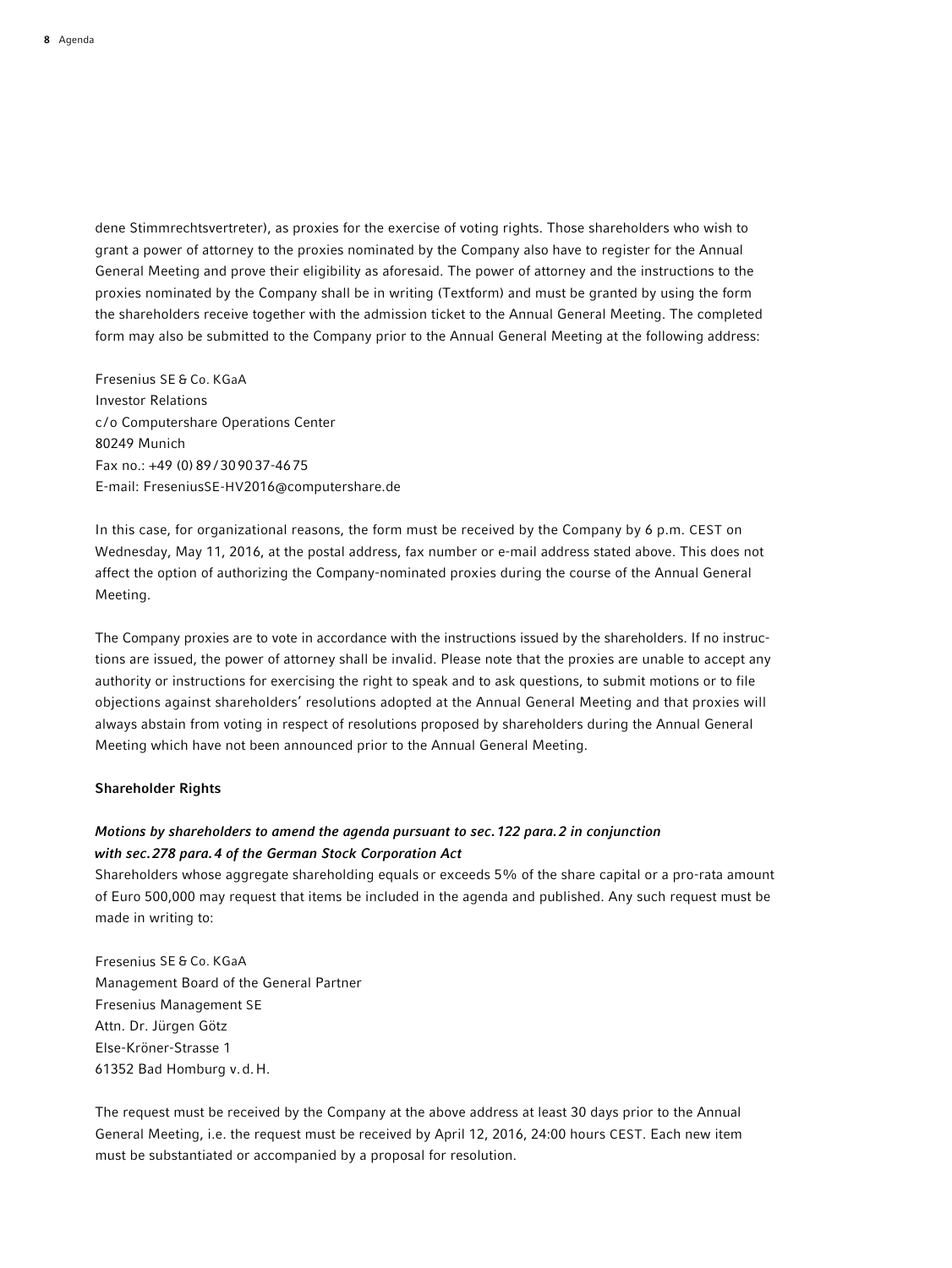dene Stimmrechtsvertreter), as proxies for the exercise of voting rights. Those shareholders who wish to grant a power of attorney to the proxies nominated by the Company also have to register for the Annual General Meeting and prove their eligibility as aforesaid. The power of attorney and the instructions to the proxies nominated by the Company shall be in writing (Textform) and must be granted by using the form the shareholders receive together with the admission ticket to the Annual General Meeting. The completed form may also be submitted to the Company prior to the Annual General Meeting at the following address:

Fresenius SE & Co. KGaA
Investor Relations
c/o Computershare Operations Center
80249 Munich
Fax no.: +49 (0) 89/30 90 37-46 75
E-mail: FreseniusSE-HV2016@computershare.de

In this case, for organizational reasons, the form must be received by the Company by 6 p.m. CEST on Wednesday, May 11, 2016, at the postal address, fax number or e-mail address stated above. This does not affect the option of authorizing the Company-nominated proxies during the course of the Annual General Meeting.

The Company proxies are to vote in accordance with the instructions issued by the shareholders. If no instructions are issued, the power of attorney shall be invalid. Please note that the proxies are unable to accept any authority or instructions for exercising the right to speak and to ask questions, to submit motions or to file objections against shareholders' resolutions adopted at the Annual General Meeting and that proxies will always abstain from voting in respect of resolutions proposed by shareholders during the Annual General Meeting which have not been announced prior to the Annual General Meeting.

**Shareholder Rights**

***Motions by shareholders to amend the agenda pursuant to sec. 122 para. 2 in conjunction with sec. 278 para. 4 of the German Stock Corporation Act***

Shareholders whose aggregate shareholding equals or exceeds 5% of the share capital or a pro-rata amount of Euro 500,000 may request that items be included in the agenda and published. Any such request must be made in writing to:

Fresenius SE & Co. KGaA
Management Board of the General Partner
Fresenius Management SE
Attn. Dr. Jürgen Götz
Else-Kröner-Strasse 1
61352 Bad Homburg v. d. H.

The request must be received by the Company at the above address at least 30 days prior to the Annual General Meeting, i.e. the request must be received by April 12, 2016, 24:00 hours CEST. Each new item must be substantiated or accompanied by a proposal for resolution.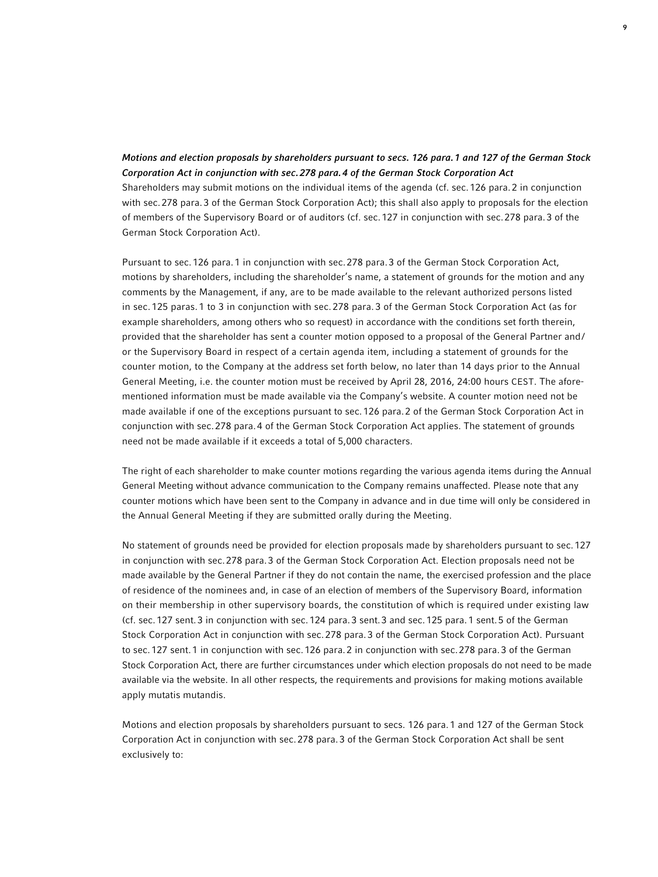***Motions and election proposals by shareholders pursuant to secs. 126 para. 1 and 127 of the German Stock Corporation Act in conjunction with sec. 278 para. 4 of the German Stock Corporation Act***

Shareholders may submit motions on the individual items of the agenda (cf. sec. 126 para. 2 in conjunction with sec. 278 para. 3 of the German Stock Corporation Act); this shall also apply to proposals for the election of members of the Supervisory Board or of auditors (cf. sec. 127 in conjunction with sec. 278 para. 3 of the German Stock Corporation Act).

Pursuant to sec. 126 para. 1 in conjunction with sec. 278 para. 3 of the German Stock Corporation Act, motions by shareholders, including the shareholder's name, a statement of grounds for the motion and any comments by the Management, if any, are to be made available to the relevant authorized persons listed in sec. 125 paras. 1 to 3 in conjunction with sec. 278 para. 3 of the German Stock Corporation Act (as for example shareholders, among others who so request) in accordance with the conditions set forth therein, provided that the shareholder has sent a counter motion opposed to a proposal of the General Partner and/or the Supervisory Board in respect of a certain agenda item, including a statement of grounds for the counter motion, to the Company at the address set forth below, no later than 14 days prior to the Annual General Meeting, i.e. the counter motion must be received by April 28, 2016, 24:00 hours CEST. The aforementioned information must be made available via the Company's website. A counter motion need not be made available if one of the exceptions pursuant to sec. 126 para. 2 of the German Stock Corporation Act in conjunction with sec. 278 para. 4 of the German Stock Corporation Act applies. The statement of grounds need not be made available if it exceeds a total of 5,000 characters.

The right of each shareholder to make counter motions regarding the various agenda items during the Annual General Meeting without advance communication to the Company remains unaffected. Please note that any counter motions which have been sent to the Company in advance and in due time will only be considered in the Annual General Meeting if they are submitted orally during the Meeting.

No statement of grounds need be provided for election proposals made by shareholders pursuant to sec. 127 in conjunction with sec. 278 para. 3 of the German Stock Corporation Act. Election proposals need not be made available by the General Partner if they do not contain the name, the exercised profession and the place of residence of the nominees and, in case of an election of members of the Supervisory Board, information on their membership in other supervisory boards, the constitution of which is required under existing law (cf. sec. 127 sent. 3 in conjunction with sec. 124 para. 3 sent. 3 and sec. 125 para. 1 sent. 5 of the German Stock Corporation Act in conjunction with sec. 278 para. 3 of the German Stock Corporation Act). Pursuant to sec. 127 sent. 1 in conjunction with sec. 126 para. 2 in conjunction with sec. 278 para. 3 of the German Stock Corporation Act, there are further circumstances under which election proposals do not need to be made available via the website. In all other respects, the requirements and provisions for making motions available apply mutatis mutandis.

Motions and election proposals by shareholders pursuant to secs. 126 para. 1 and 127 of the German Stock Corporation Act in conjunction with sec. 278 para. 3 of the German Stock Corporation Act shall be sent exclusively to: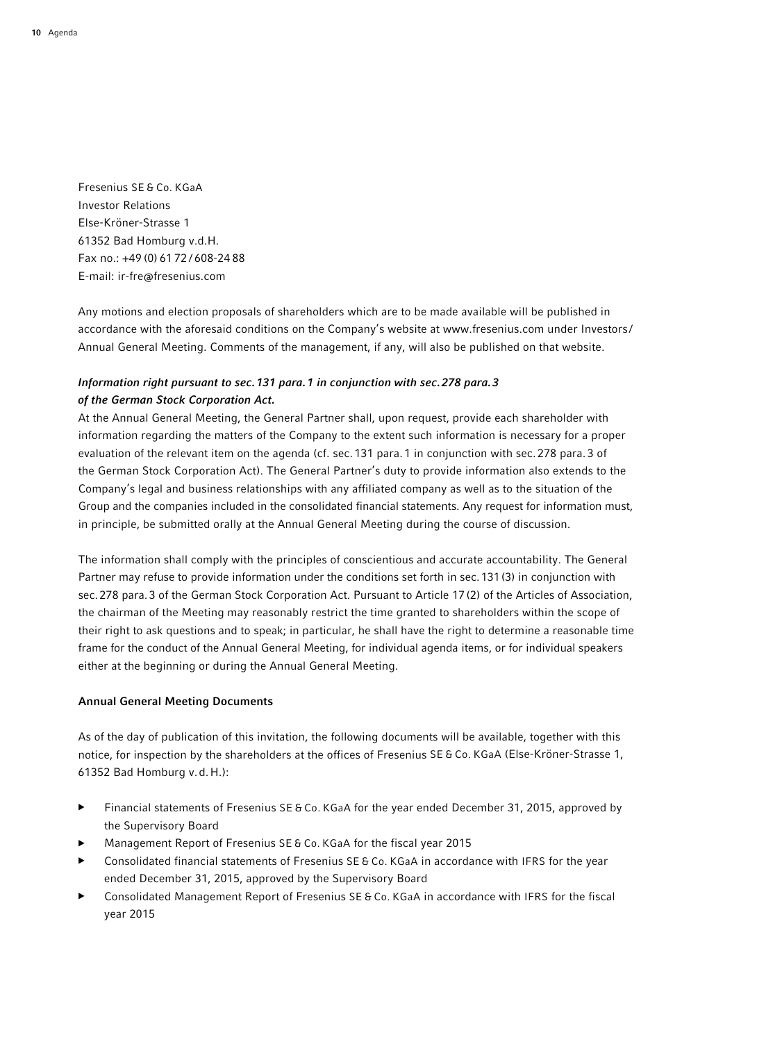Fresenius SE & Co. KGaA
Investor Relations
Else-Kröner-Strasse 1
61352 Bad Homburg v.d.H.
Fax no.: +49 (0) 61 72 / 608-24 88
E-mail: ir-fre@fresenius.com

Any motions and election proposals of shareholders which are to be made available will be published in accordance with the aforesaid conditions on the Company's website at www.fresenius.com under Investors/Annual General Meeting. Comments of the management, if any, will also be published on that website.

***Information right pursuant to sec. 131 para. 1 in conjunction with sec. 278 para. 3 of the German Stock Corporation Act.***

At the Annual General Meeting, the General Partner shall, upon request, provide each shareholder with information regarding the matters of the Company to the extent such information is necessary for a proper evaluation of the relevant item on the agenda (cf. sec. 131 para. 1 in conjunction with sec. 278 para. 3 of the German Stock Corporation Act). The General Partner's duty to provide information also extends to the Company's legal and business relationships with any affiliated company as well as to the situation of the Group and the companies included in the consolidated financial statements. Any request for information must, in principle, be submitted orally at the Annual General Meeting during the course of discussion.

The information shall comply with the principles of conscientious and accurate accountability. The General Partner may refuse to provide information under the conditions set forth in sec. 131 (3) in conjunction with sec. 278 para. 3 of the German Stock Corporation Act. Pursuant to Article 17 (2) of the Articles of Association, the chairman of the Meeting may reasonably restrict the time granted to shareholders within the scope of their right to ask questions and to speak; in particular, he shall have the right to determine a reasonable time frame for the conduct of the Annual General Meeting, for individual agenda items, or for individual speakers either at the beginning or during the Annual General Meeting.

**Annual General Meeting Documents**

As of the day of publication of this invitation, the following documents will be available, together with this notice, for inspection by the shareholders at the offices of Fresenius SE & Co. KGaA (Else-Kröner-Strasse 1, 61352 Bad Homburg v. d. H.):

- Financial statements of Fresenius SE & Co. KGaA for the year ended December 31, 2015, approved by the Supervisory Board
- Management Report of Fresenius SE & Co. KGaA for the fiscal year 2015
- Consolidated financial statements of Fresenius SE & Co. KGaA in accordance with IFRS for the year ended December 31, 2015, approved by the Supervisory Board
- Consolidated Management Report of Fresenius SE & Co. KGaA in accordance with IFRS for the fiscal year 2015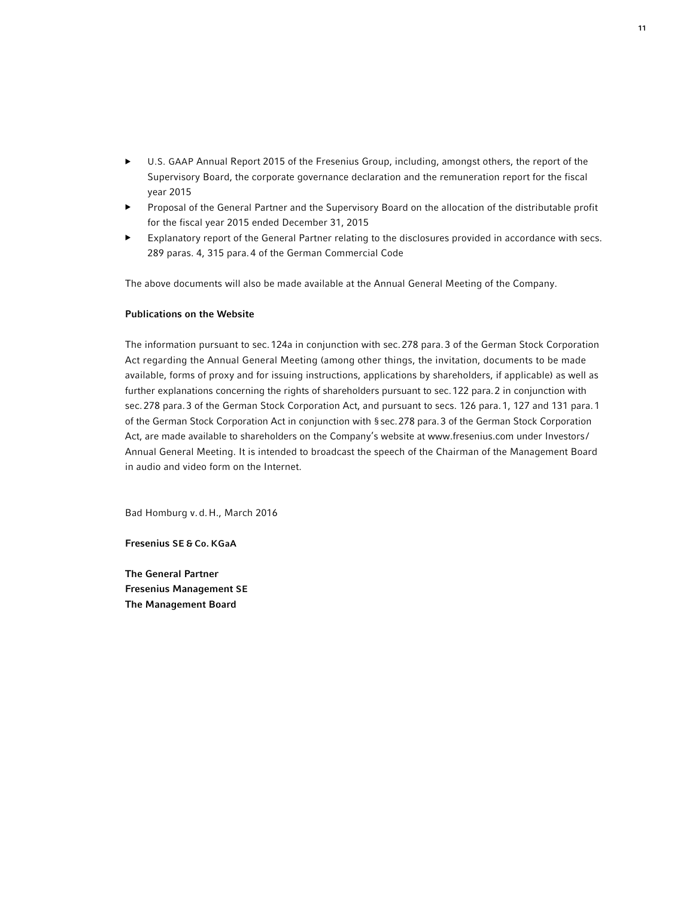- U.S. GAAP Annual Report 2015 of the Fresenius Group, including, amongst others, the report of the Supervisory Board, the corporate governance declaration and the remuneration report for the fiscal year 2015
- Proposal of the General Partner and the Supervisory Board on the allocation of the distributable profit for the fiscal year 2015 ended December 31, 2015
- Explanatory report of the General Partner relating to the disclosures provided in accordance with secs. 289 paras. 4, 315 para. 4 of the German Commercial Code

The above documents will also be made available at the Annual General Meeting of the Company.

**Publications on the Website**

The information pursuant to sec. 124a in conjunction with sec. 278 para. 3 of the German Stock Corporation Act regarding the Annual General Meeting (among other things, the invitation, documents to be made available, forms of proxy and for issuing instructions, applications by shareholders, if applicable) as well as further explanations concerning the rights of shareholders pursuant to sec. 122 para. 2 in conjunction with sec. 278 para. 3 of the German Stock Corporation Act, and pursuant to secs. 126 para. 1, 127 and 131 para. 1 of the German Stock Corporation Act in conjunction with § sec. 278 para. 3 of the German Stock Corporation Act, are made available to shareholders on the Company's website at www.fresenius.com under Investors/ Annual General Meeting. It is intended to broadcast the speech of the Chairman of the Management Board in audio and video form on the Internet.

Bad Homburg v. d. H., March 2016

**Fresenius SE & Co. KGaA**

**The General Partner**
**Fresenius Management SE**
**The Management Board**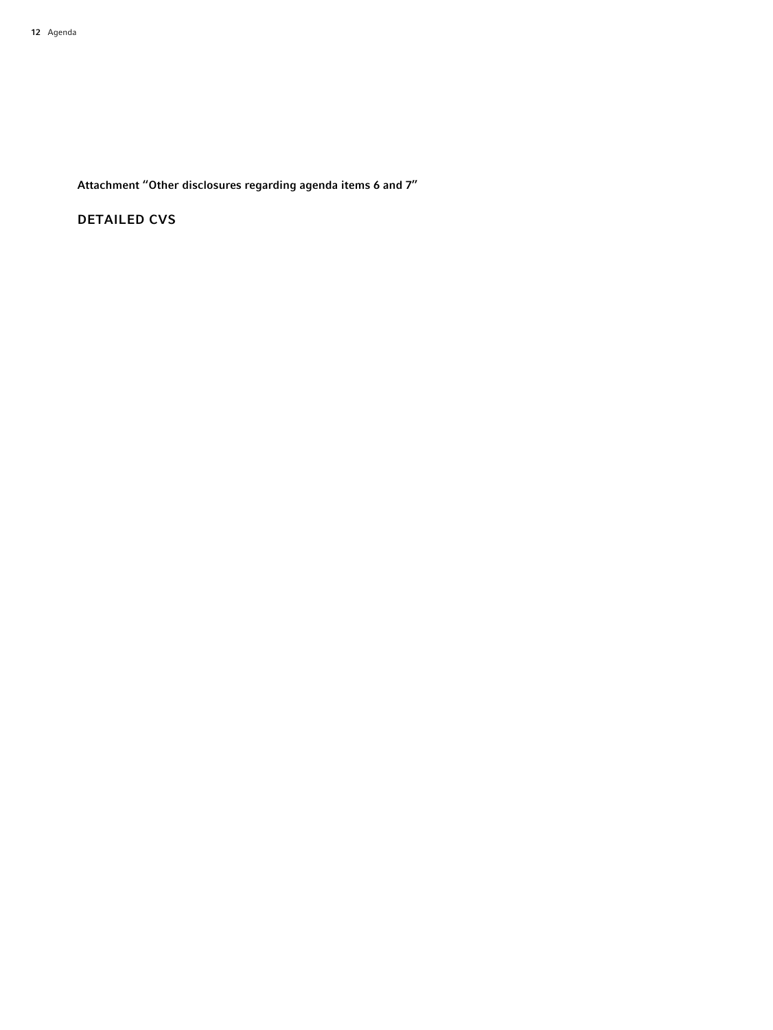**Attachment "Other disclosures regarding agenda items 6 and 7"**

## DETAILED CVS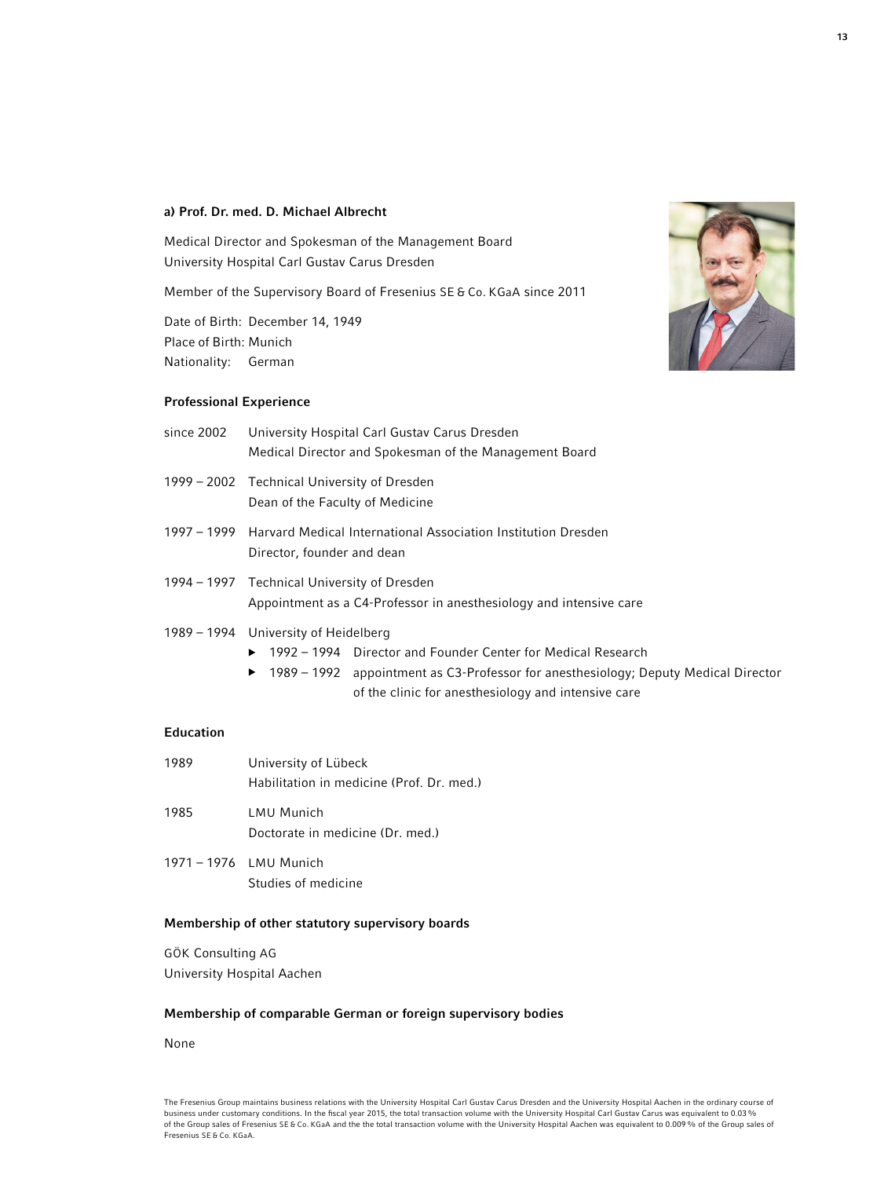### a) Prof. Dr. med. D. Michael Albrecht

Medical Director and Spokesman of the Management Board
University Hospital Carl Gustav Carus Dresden

Member of the Supervisory Board of Fresenius SE & Co. KGaA since 2011

Date of Birth: December 14, 1949
Place of Birth: Munich
Nationality: German

#### Professional Experience

since 2002 — University Hospital Carl Gustav Carus Dresden
Medical Director and Spokesman of the Management Board

1999 – 2002 — Technical University of Dresden
Dean of the Faculty of Medicine

1997 – 1999 — Harvard Medical International Association Institution Dresden
Director, founder and dean

1994 – 1997 — Technical University of Dresden
Appointment as a C4-Professor in anesthesiology and intensive care

1989 – 1994 — University of Heidelberg
- 1992 – 1994 Director and Founder Center for Medical Research
- 1989 – 1992 appointment as C3-Professor for anesthesiology; Deputy Medical Director of the clinic for anesthesiology and intensive care

#### Education

1989 — University of Lübeck
Habilitation in medicine (Prof. Dr. med.)

1985 — LMU Munich
Doctorate in medicine (Dr. med.)

1971 – 1976 — LMU Munich
Studies of medicine

#### Membership of other statutory supervisory boards

GÖK Consulting AG
University Hospital Aachen

#### Membership of comparable German or foreign supervisory bodies

None

The Fresenius Group maintains business relations with the University Hospital Carl Gustav Carus Dresden and the University Hospital Aachen in the ordinary course of business under customary conditions. In the fiscal year 2015, the total transaction volume with the University Hospital Carl Gustav Carus was equivalent to 0.03 % of the Group sales of Fresenius SE & Co. KGaA and the the total transaction volume with the University Hospital Aachen was equivalent to 0.009 % of the Group sales of Fresenius SE & Co. KGaA.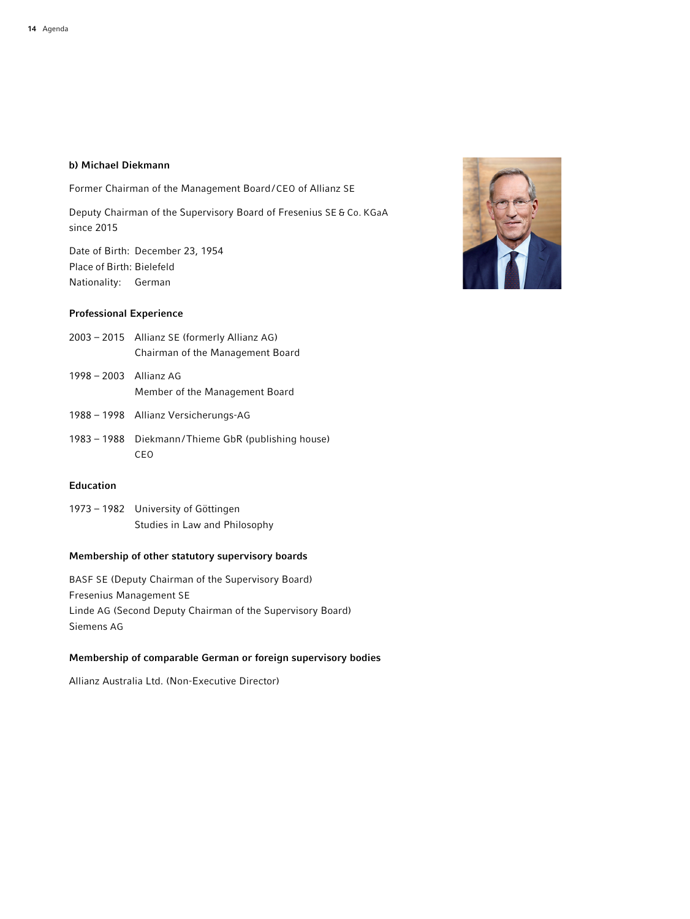### b) Michael Diekmann

Former Chairman of the Management Board/CEO of Allianz SE

Deputy Chairman of the Supervisory Board of Fresenius SE & Co. KGaA since 2015

Date of Birth: December 23, 1954
Place of Birth: Bielefeld
Nationality: German

#### Professional Experience

2003 – 2015 Allianz SE (formerly Allianz AG)
Chairman of the Management Board

1998 – 2003 Allianz AG
Member of the Management Board

1988 – 1998 Allianz Versicherungs-AG

1983 – 1988 Diekmann/Thieme GbR (publishing house)
CEO

#### Education

1973 – 1982 University of Göttingen
Studies in Law and Philosophy

#### Membership of other statutory supervisory boards

BASF SE (Deputy Chairman of the Supervisory Board)
Fresenius Management SE
Linde AG (Second Deputy Chairman of the Supervisory Board)
Siemens AG

#### Membership of comparable German or foreign supervisory bodies

Allianz Australia Ltd. (Non-Executive Director)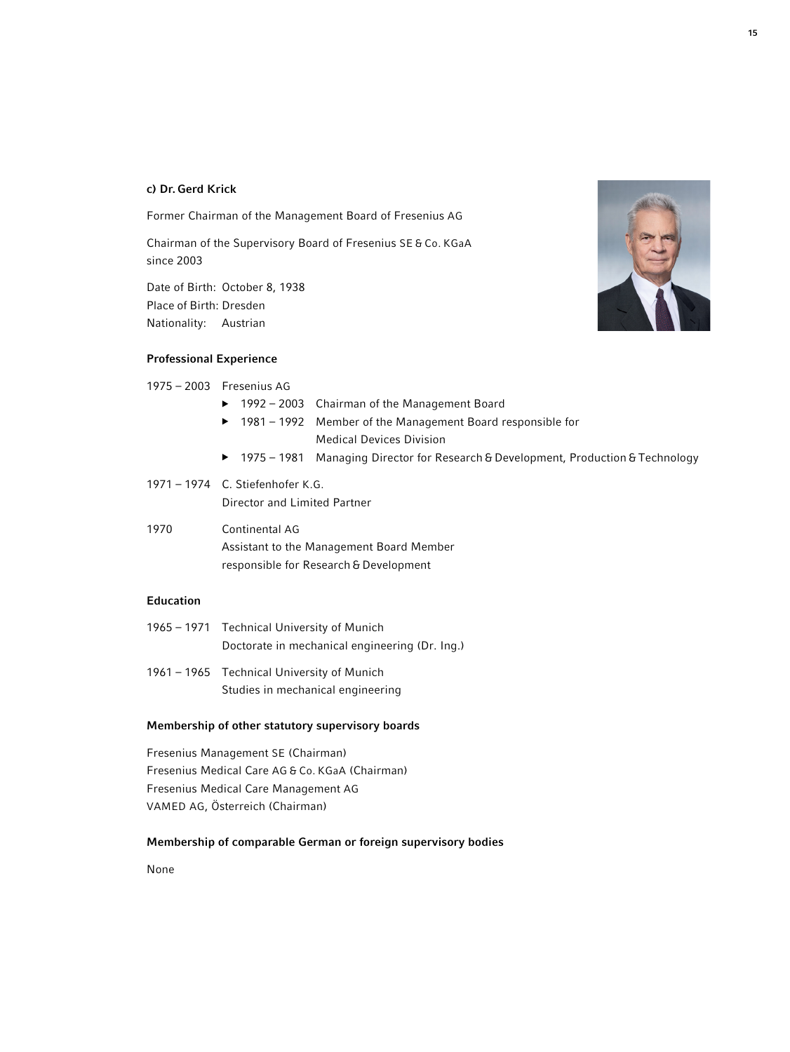### c) Dr. Gerd Krick

Former Chairman of the Management Board of Fresenius AG

Chairman of the Supervisory Board of Fresenius SE & Co. KGaA since 2003

Date of Birth: October 8, 1938
Place of Birth: Dresden
Nationality: Austrian

#### Professional Experience

1975 – 2003 Fresenius AG

- 1992 – 2003 Chairman of the Management Board
- 1981 – 1992 Member of the Management Board responsible for Medical Devices Division
- 1975 – 1981 Managing Director for Research & Development, Production & Technology

1971 – 1974 C. Stiefenhofer K.G.
Director and Limited Partner

1970 Continental AG
Assistant to the Management Board Member responsible for Research & Development

#### Education

1965 – 1971 Technical University of Munich
Doctorate in mechanical engineering (Dr. Ing.)

1961 – 1965 Technical University of Munich
Studies in mechanical engineering

#### Membership of other statutory supervisory boards

Fresenius Management SE (Chairman)
Fresenius Medical Care AG & Co. KGaA (Chairman)
Fresenius Medical Care Management AG
VAMED AG, Österreich (Chairman)

#### Membership of comparable German or foreign supervisory bodies

None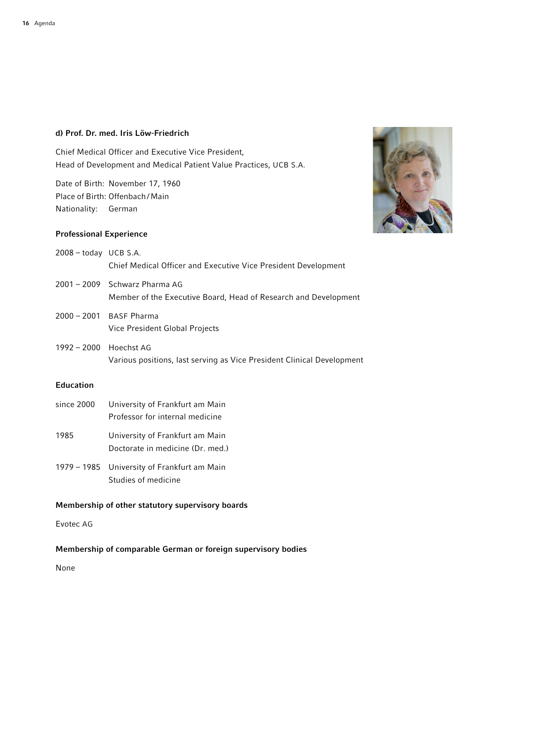### d) Prof. Dr. med. Iris Löw-Friedrich

Chief Medical Officer and Executive Vice President,
Head of Development and Medical Patient Value Practices, UCB S.A.

Date of Birth: November 17, 1960
Place of Birth: Offenbach/Main
Nationality: German

#### Professional Experience

| | |
|---|---|
| 2008 – today | UCB S.A.<br>Chief Medical Officer and Executive Vice President Development |
| 2001 – 2009 | Schwarz Pharma AG<br>Member of the Executive Board, Head of Research and Development |
| 2000 – 2001 | BASF Pharma<br>Vice President Global Projects |
| 1992 – 2000 | Hoechst AG<br>Various positions, last serving as Vice President Clinical Development |

#### Education

| | |
|---|---|
| since 2000 | University of Frankfurt am Main<br>Professor for internal medicine |
| 1985 | University of Frankfurt am Main<br>Doctorate in medicine (Dr. med.) |
| 1979 – 1985 | University of Frankfurt am Main<br>Studies of medicine |

#### Membership of other statutory supervisory boards

Evotec AG

#### Membership of comparable German or foreign supervisory bodies

None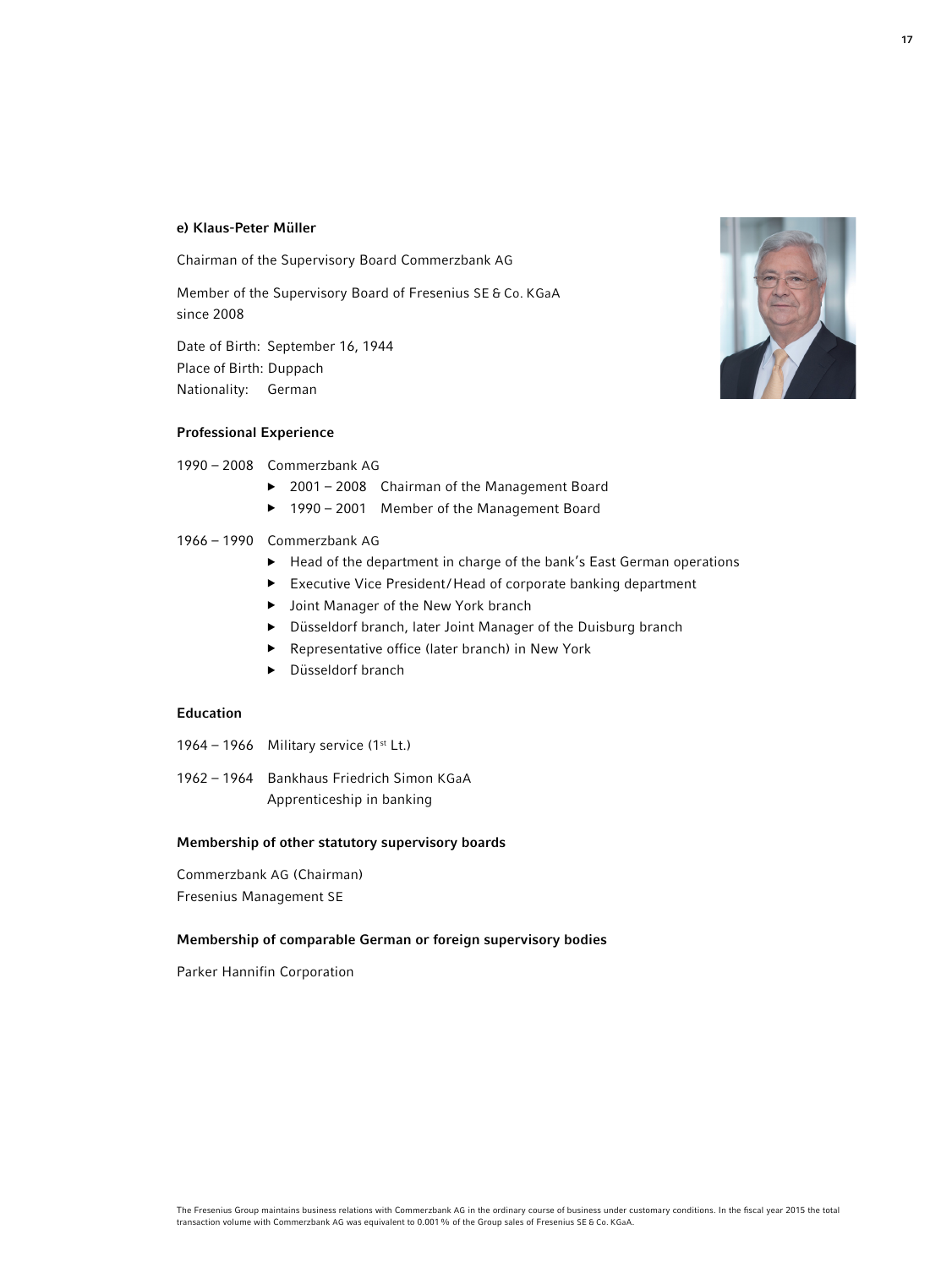### e) Klaus-Peter Müller

Chairman of the Supervisory Board Commerzbank AG

Member of the Supervisory Board of Fresenius SE & Co. KGaA since 2008

Date of Birth: September 16, 1944
Place of Birth: Duppach
Nationality: German

#### Professional Experience

1990 – 2008 Commerzbank AG

- 2001 – 2008 Chairman of the Management Board
- 1990 – 2001 Member of the Management Board

1966 – 1990 Commerzbank AG

- Head of the department in charge of the bank's East German operations
- Executive Vice President/Head of corporate banking department
- Joint Manager of the New York branch
- Düsseldorf branch, later Joint Manager of the Duisburg branch
- Representative office (later branch) in New York
- Düsseldorf branch

#### Education

1964 – 1966 Military service (1st Lt.)

1962 – 1964 Bankhaus Friedrich Simon KGaA
Apprenticeship in banking

#### Membership of other statutory supervisory boards

Commerzbank AG (Chairman)
Fresenius Management SE

#### Membership of comparable German or foreign supervisory bodies

Parker Hannifin Corporation

The Fresenius Group maintains business relations with Commerzbank AG in the ordinary course of business under customary conditions. In the fiscal year 2015 the total transaction volume with Commerzbank AG was equivalent to 0.001 % of the Group sales of Fresenius SE & Co. KGaA.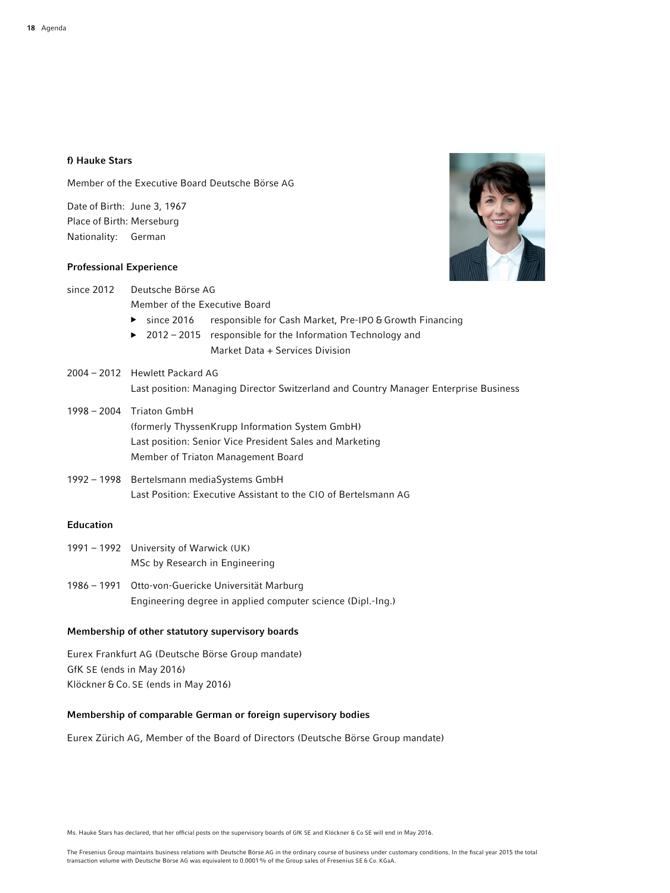#### f) Hauke Stars

Member of the Executive Board Deutsche Börse AG

Date of Birth: June 3, 1967
Place of Birth: Merseburg
Nationality: German

#### Professional Experience

since 2012 Deutsche Börse AG
Member of the Executive Board
- since 2016 responsible for Cash Market, Pre-IPO & Growth Financing
- 2012 – 2015 responsible for the Information Technology and Market Data + Services Division

2004 – 2012 Hewlett Packard AG
Last position: Managing Director Switzerland and Country Manager Enterprise Business

1998 – 2004 Triaton GmbH
(formerly ThyssenKrupp Information System GmbH)
Last position: Senior Vice President Sales and Marketing
Member of Triaton Management Board

1992 – 1998 Bertelsmann mediaSystems GmbH
Last Position: Executive Assistant to the CIO of Bertelsmann AG

#### Education

1991 – 1992 University of Warwick (UK)
MSc by Research in Engineering

1986 – 1991 Otto-von-Guericke Universität Marburg
Engineering degree in applied computer science (Dipl.-Ing.)

#### Membership of other statutory supervisory boards

Eurex Frankfurt AG (Deutsche Börse Group mandate)
GfK SE (ends in May 2016)
Klöckner & Co. SE (ends in May 2016)

#### Membership of comparable German or foreign supervisory bodies

Eurex Zürich AG, Member of the Board of Directors (Deutsche Börse Group mandate)

Ms. Hauke Stars has declared, that her official posts on the supervisory boards of GfK SE and Klöckner & Co SE will end in May 2016.

The Fresenius Group maintains business relations with Deutsche Börse AG in the ordinary course of business under customary conditions. In the fiscal year 2015 the total transaction volume with Deutsche Börse AG was equivalent to 0.0001 % of the Group sales of Fresenius SE & Co. KGaA.